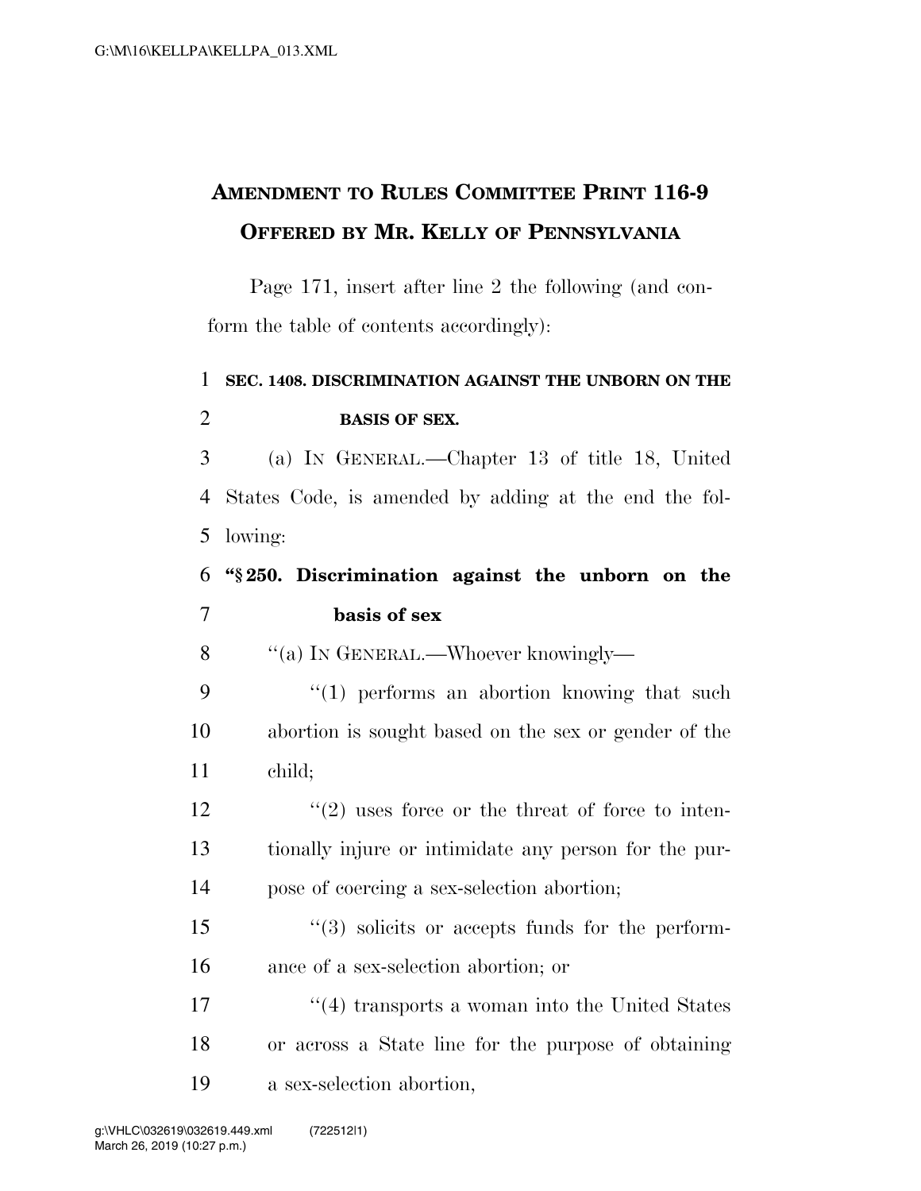# AMENDMENT TO RULES COMMITTEE PRINT 116-9
## OFFERED BY MR. KELLY OF PENNSYLVANIA

Page 171, insert after line 2 the following (and conform the table of contents accordingly):

**SEC. 1408. DISCRIMINATION AGAINST THE UNBORN ON THE BASIS OF SEX.**

(a) IN GENERAL.—Chapter 13 of title 18, United States Code, is amended by adding at the end the following:

**"§ 250. Discrimination against the unborn on the basis of sex**

"(a) IN GENERAL.—Whoever knowingly—

"(1) performs an abortion knowing that such abortion is sought based on the sex or gender of the child;

"(2) uses force or the threat of force to intentionally injure or intimidate any person for the purpose of coercing a sex-selection abortion;

"(3) solicits or accepts funds for the performance of a sex-selection abortion; or

"(4) transports a woman into the United States or across a State line for the purpose of obtaining a sex-selection abortion,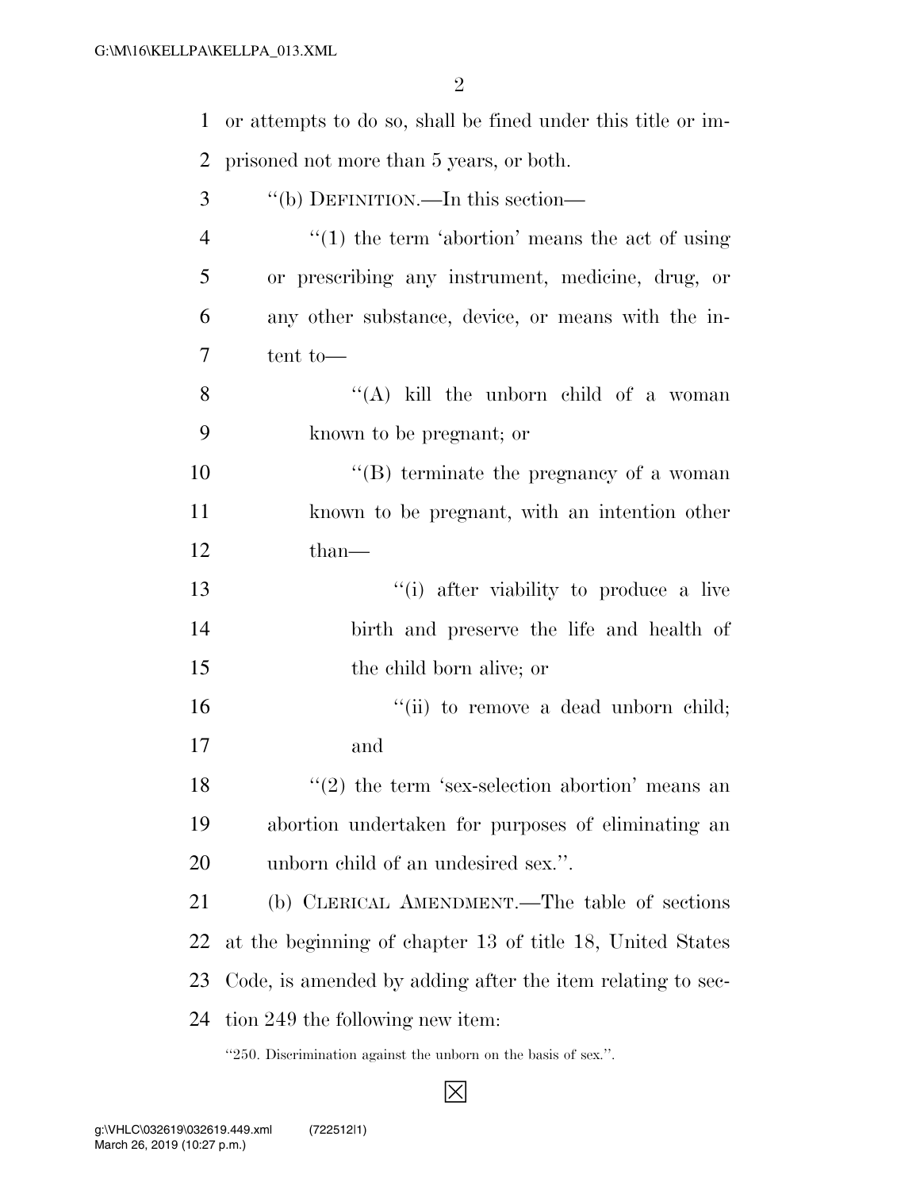or attempts to do so, shall be fined under this title or imprisoned not more than 5 years, or both.

"(b) DEFINITION.—In this section—

"(1) the term 'abortion' means the act of using or prescribing any instrument, medicine, drug, or any other substance, device, or means with the intent to—

"(A) kill the unborn child of a woman known to be pregnant; or

"(B) terminate the pregnancy of a woman known to be pregnant, with an intention other than—

"(i) after viability to produce a live birth and preserve the life and health of the child born alive; or

"(ii) to remove a dead unborn child; and

"(2) the term 'sex-selection abortion' means an abortion undertaken for purposes of eliminating an unborn child of an undesired sex.".

(b) CLERICAL AMENDMENT.—The table of sections at the beginning of chapter 13 of title 18, United States Code, is amended by adding after the item relating to section 249 the following new item:

"250. Discrimination against the unborn on the basis of sex.".